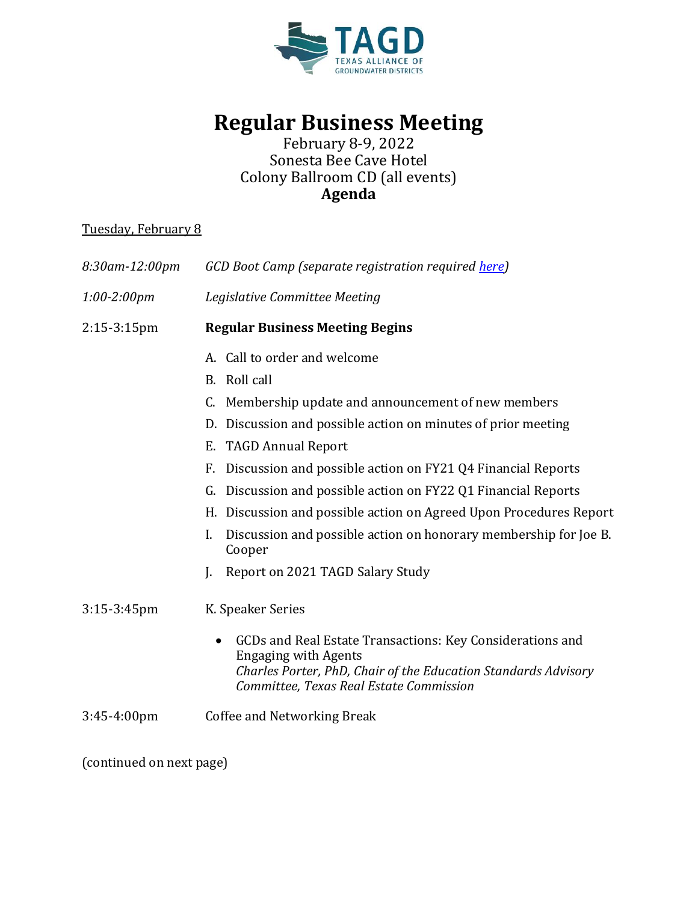TAGD
TEXAS ALLIANCE OF GROUNDWATER DISTRICTS

# Regular Business Meeting

February 8-9, 2022
Sonesta Bee Cave Hotel
Colony Ballroom CD (all events)
**Agenda**

<u>Tuesday, February 8</u>

*8:30am-12:00pm* *GCD Boot Camp (separate registration required [here](#))*

*1:00-2:00pm* *Legislative Committee Meeting*

2:15-3:15pm **Regular Business Meeting Begins**

A. Call to order and welcome
B. Roll call
C. Membership update and announcement of new members
D. Discussion and possible action on minutes of prior meeting
E. TAGD Annual Report
F. Discussion and possible action on FY21 Q4 Financial Reports
G. Discussion and possible action on FY22 Q1 Financial Reports
H. Discussion and possible action on Agreed Upon Procedures Report
I. Discussion and possible action on honorary membership for Joe B. Cooper
J. Report on 2021 TAGD Salary Study

3:15-3:45pm K. Speaker Series

- GCDs and Real Estate Transactions: Key Considerations and Engaging with Agents
  *Charles Porter, PhD, Chair of the Education Standards Advisory Committee, Texas Real Estate Commission*

3:45-4:00pm Coffee and Networking Break

(continued on next page)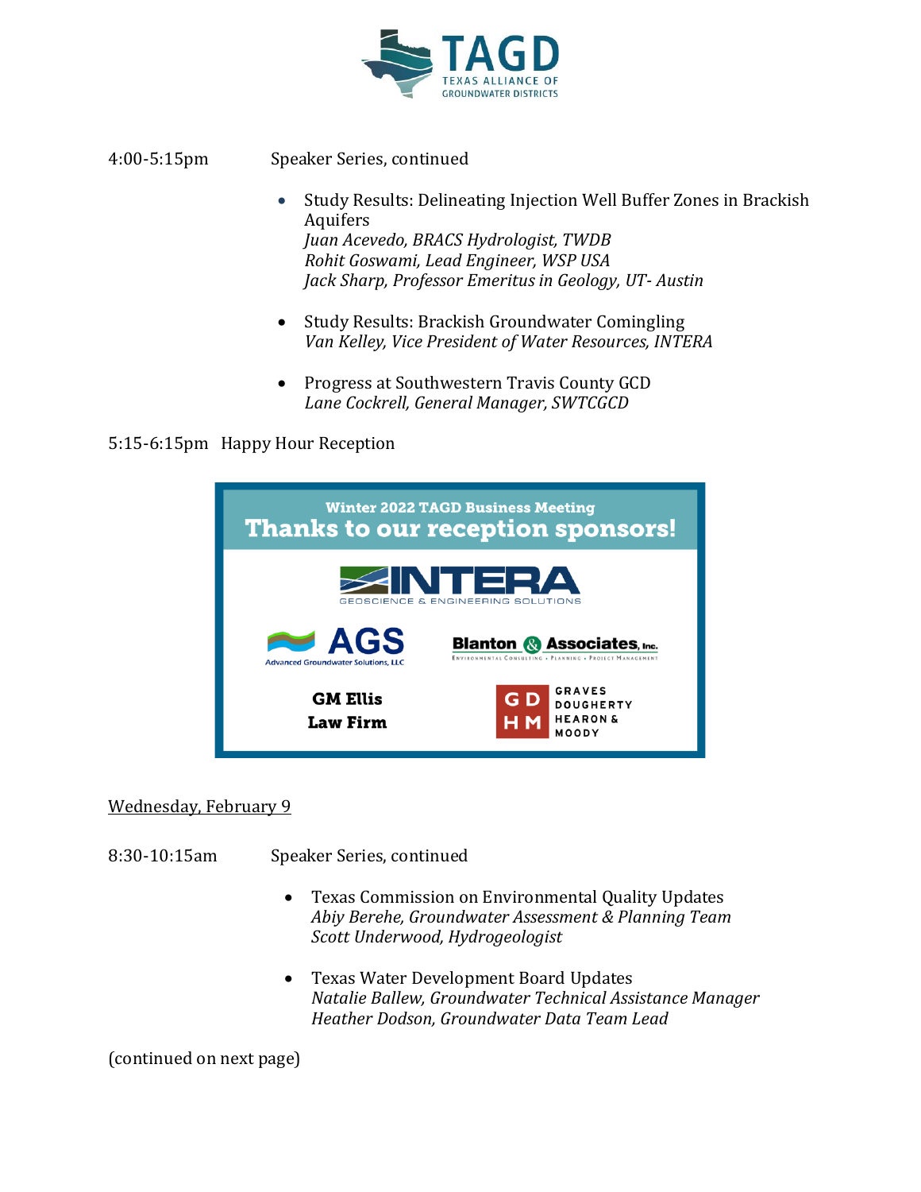4:00-5:15pm Speaker Series, continued

- Study Results: Delineating Injection Well Buffer Zones in Brackish Aquifers
  *Juan Acevedo, BRACS Hydrologist, TWDB*
  *Rohit Goswami, Lead Engineer, WSP USA*
  *Jack Sharp, Professor Emeritus in Geology, UT- Austin*

- Study Results: Brackish Groundwater Comingling
  *Van Kelley, Vice President of Water Resources, INTERA*

- Progress at Southwestern Travis County GCD
  *Lane Cockrell, General Manager, SWTCGCD*

5:15-6:15pm Happy Hour Reception

Winter 2022 TAGD Business Meeting

**Thanks to our reception sponsors!**

INTERA
GEOSCIENCE & ENGINEERING SOLUTIONS

AGS
Advanced Groundwater Solutions, LLC

Blanton & Associates, Inc.
Environmental Consulting • Planning • Project Management

**GM Ellis Law Firm**

GDHM
GRAVES DOUGHERTY HEARON & MOODY

Wednesday, February 9

8:30-10:15am Speaker Series, continued

- Texas Commission on Environmental Quality Updates
  *Abiy Berehe, Groundwater Assessment & Planning Team*
  *Scott Underwood, Hydrogeologist*

- Texas Water Development Board Updates
  *Natalie Ballew, Groundwater Technical Assistance Manager*
  *Heather Dodson, Groundwater Data Team Lead*

(continued on next page)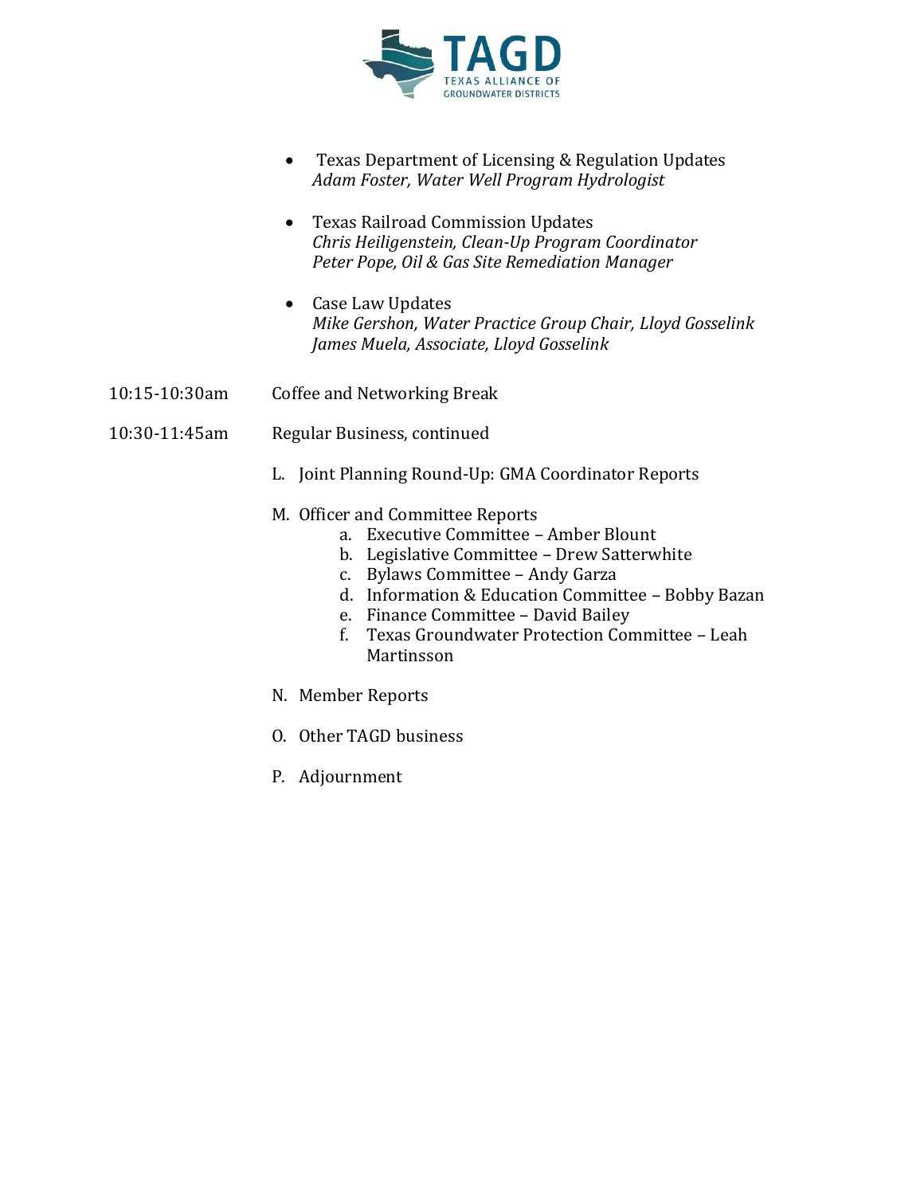- Texas Department of Licensing & Regulation Updates
  *Adam Foster, Water Well Program Hydrologist*

- Texas Railroad Commission Updates
  *Chris Heiligenstein, Clean-Up Program Coordinator*
  *Peter Pope, Oil & Gas Site Remediation Manager*

- Case Law Updates
  *Mike Gershon, Water Practice Group Chair, Lloyd Gosselink*
  *James Muela, Associate, Lloyd Gosselink*

10:15-10:30am Coffee and Networking Break

10:30-11:45am Regular Business, continued

L. Joint Planning Round-Up: GMA Coordinator Reports

M. Officer and Committee Reports
   a. Executive Committee – Amber Blount
   b. Legislative Committee – Drew Satterwhite
   c. Bylaws Committee – Andy Garza
   d. Information & Education Committee – Bobby Bazan
   e. Finance Committee – David Bailey
   f. Texas Groundwater Protection Committee – Leah Martinsson

N. Member Reports

O. Other TAGD business

P. Adjournment